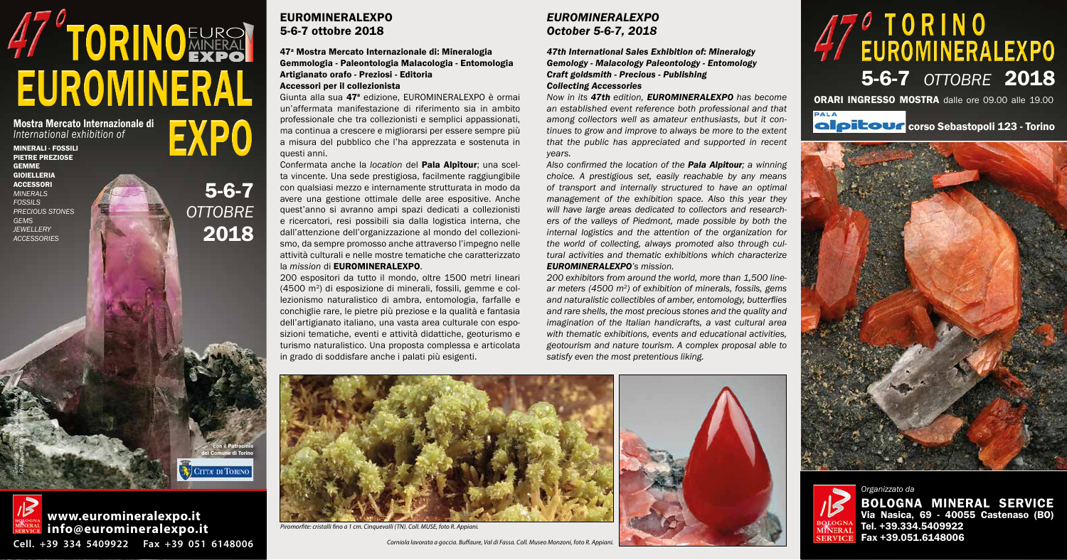# 47° TORINO EUROMINERAL EXPO

**Mostra Mercato Internazionale di**
*International exhibition of*

**MINERALI - FOSSILI**
**PIETRE PREZIOSE**
**GEMME**
**GIOIELLERIA**
**ACCESSORI**
*MINERALS*
*FOSSILS*
*PRECIOUS STONES*
*GEMS*
*JEWELLERY*
*ACCESSORIES*

**5-6-7 *OTTOBRE* 2018**

Con il Patrocinio del Comune di Torino

CITTA' DI TORINO

**www.euromineralexpo.it**
**info@euromineralexpo.it**
**Cell. +39 334 5409922 Fax +39 051 6148006**

## EUROMINERALEXPO
## 5-6-7 ottobre 2018

### 47ª Mostra Mercato Internazionale di: Mineralogia Gemmologia - Paleontologia Malacologia - Entomologia Artigianato orafo - Preziosi - Editoria Accessori per il collezionista

Giunta alla sua **47ª** edizione, EUROMINERALEXPO è ormai un'affermata manifestazione di riferimento sia in ambito professionale che tra collezionisti e semplici appassionati, ma continua a crescere e migliorarsi per essere sempre più a misura del pubblico che l'ha apprezzata e sostenuta in questi anni.

Confermata anche la *location* del **Pala Alpitour**; una scelta vincente. Una sede prestigiosa, facilmente raggiungibile con qualsiasi mezzo e internamente strutturata in modo da avere una gestione ottimale delle aree espositive. Anche quest'anno si avranno ampi spazi dedicati a collezionisti e ricercatori, resi possibili sia dalla logistica interna, che dall'attenzione dell'organizzazione al mondo del collezionismo, da sempre promosso anche attraverso l'impegno nelle attività culturali e nelle mostre tematiche che caratterizzato la *mission* di **EUROMINERALEXPO**.

200 espositori da tutto il mondo, oltre 1500 metri lineari (4500 m²) di esposizione di minerali, fossili, gemme e collezionismo naturalistico di ambra, entomologia, farfalle e conchiglie rare, le pietre più preziose e la qualità e fantasia dell'artigianato italiano, una vasta area culturale con esposizioni tematiche, eventi e attività didattiche, geoturismo e turismo naturalistico. Una proposta complessa e articolata in grado di soddisfare anche i palati più esigenti.

## *EUROMINERALEXPO*
## *October 5-6-7, 2018*

### *47th International Sales Exhibition of: Mineralogy Gemology - Malacology Paleontology - Entomology Craft goldsmith - Precious - Publishing Collecting Accessories*

*Now in its **47th** edition, **EUROMINERALEXPO** has become an established event reference both professional and that among collectors well as amateur enthusiasts, but it continues to grow and improve to always be more to the extent that the public has appreciated and supported in recent years.*

*Also confirmed the location of the **Pala Alpitour**; a winning choice. A prestigious set, easily reachable by any means of transport and internally structured to have an optimal management of the exhibition space. Also this year they will have large areas dedicated to collectors and researchers of the valleys of Piedmont, made possible by both the internal logistics and the attention of the organization for the world of collecting, always promoted also through cultural activities and thematic exhibitions which characterize **EUROMINERALEXPO**'s mission.*

*200 exhibitors from around the world, more than 1,500 linear meters (4500 m²) of exhibition of minerals, fossils, gems and naturalistic collectibles of amber, entomology, butterflies and rare shells, the most precious stones and the quality and imagination of the Italian handicrafts, a vast cultural area with thematic exhibitions, events and educational activities, geotourism and nature tourism. A complex proposal able to satisfy even the most pretentious liking.*

*Piromorfite: cristalli fino a 1 cm. Cinquevalli (TN). Coll. MUSE, foto R. Appiani.*

*Corniola lavorata a goccia. Buffaure, Val di Fassa. Coll. Museo Monzoni, foto R. Appiani.*

# 47° TORINO EUROMINERALEXPO
## 5-6-7 *OTTOBRE* 2018

**ORARI INGRESSO MOSTRA** dalle ore 09.00 alle 19.00

**PALA alpitour corso Sebastopoli 123 - Torino**

*Organizzato da*

**BOLOGNA MINERAL SERVICE**
**Via Nasica, 69 - 40055 Castenaso (BO)**
**Tel. +39.334.5409922**
**Fax +39.051.6148006**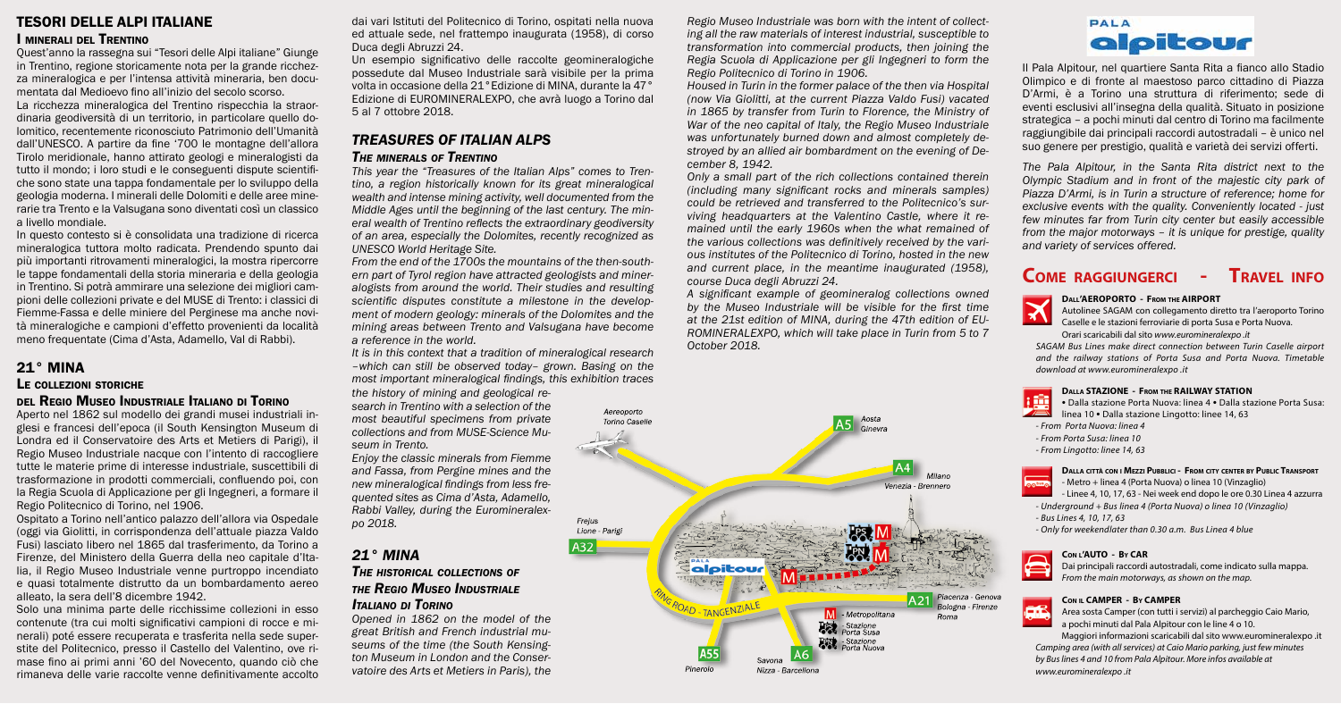# TESORI DELLE ALPI ITALIANE

## I minerali del Trentino

Quest'anno la rassegna sui "Tesori delle Alpi italiane" Giunge in Trentino, regione storicamente nota per la grande ricchezza mineralogica e per l'intensa attività mineraria, ben documentata dal Medioevo fino all'inizio del secolo scorso.

La ricchezza mineralogica del Trentino rispecchia la straordinaria geodiversità di un territorio, in particolare quello dolomitico, recentemente riconosciuto Patrimonio dell'Umanità dall'UNESCO. A partire da fine '700 le montagne dell'allora Tirolo meridionale, hanno attirato geologi e mineralogisti da tutto il mondo; i loro studi e le conseguenti dispute scientifiche sono state una tappa fondamentale per lo sviluppo della geologia moderna. I minerali delle Dolomiti e delle aree minerarie tra Trento e la Valsugana sono diventati così un classico a livello mondiale.

In questo contesto si è consolidata una tradizione di ricerca mineralogica tuttora molto radicata. Prendendo spunto dai più importanti ritrovamenti mineralogici, la mostra ripercorre le tappe fondamentali della storia mineraria e della geologia in Trentino. Si potrà ammirare una selezione dei migliori campioni delle collezioni private e del MUSE di Trento: i classici di Fiemme-Fassa e delle miniere del Perginese ma anche novità mineralogiche e campioni d'effetto provenienti da località meno frequentate (Cima d'Asta, Adamello, Val di Rabbi).

# 21° MINA

## Le collezioni storiche del Regio Museo Industriale Italiano di Torino

Aperto nel 1862 sul modello dei grandi musei industriali inglesi e francesi dell'epoca (il South Kensington Museum di Londra ed il Conservatoire des Arts et Metiers di Parigi), il Regio Museo Industriale nacque con l'intento di raccogliere tutte le materie prime di interesse industriale, suscettibili di trasformazione in prodotti commerciali, confluendo poi, con la Regia Scuola di Applicazione per gli Ingegneri, a formare il Regio Politecnico di Torino, nel 1906.

Ospitato a Torino nell'antico palazzo dell'allora via Ospedale (oggi via Giolitti, in corrispondenza dell'attuale piazza Valdo Fusi) lasciato libero nel 1865 dal trasferimento, da Torino a Firenze, del Ministero della Guerra della neo capitale d'Italia, il Regio Museo Industriale venne purtroppo incendiato e quasi totalmente distrutto da un bombardamento aereo alleato, la sera dell'8 dicembre 1942.

Solo una minima parte delle ricchissime collezioni in esso contenute (tra cui molti significativi campioni di rocce e minerali) poté essere recuperata e trasferita nella sede superstite del Politecnico, presso il Castello del Valentino, ove rimase fino ai primi anni '60 del Novecento, quando ciò che rimaneva delle varie raccolte venne definitivamente accolto dai vari Istituti del Politecnico di Torino, ospitati nella nuova ed attuale sede, nel frattempo inaugurata (1958), di corso Duca degli Abruzzi 24.

Un esempio significativo delle raccolte geomineralogiche possedute dal Museo Industriale sarà visibile per la prima volta in occasione della 21° Edizione di MINA, durante la 47° Edizione di EUROMINERALEXPO, che avrà luogo a Torino dal 5 al 7 ottobre 2018.

# *TREASURES OF ITALIAN ALPS*

## *The minerals of Trentino*

*This year the "Treasures of the Italian Alps" comes to Trentino, a region historically known for its great mineralogical wealth and intense mining activity, well documented from the Middle Ages until the beginning of the last century. The mineral wealth of Trentino reflects the extraordinary geodiversity of an area, especially the Dolomites, recently recognized as UNESCO World Heritage Site.*

*From the end of the 1700s the mountains of the then-southern part of Tyrol region have attracted geologists and mineralogists from around the world. Their studies and resulting scientific disputes constitute a milestone in the development of modern geology: minerals of the Dolomites and the mining areas between Trento and Valsugana have become a reference in the world.*

*It is in this context that a tradition of mineralogical research –which can still be observed today– grown. Basing on the most important mineralogical findings, this exhibition traces the history of mining and geological research in Trentino with a selection of the most beautiful specimens from private collections and from MUSE-Science Museum in Trento.*

*Enjoy the classic minerals from Fiemme and Fassa, from Pergine mines and the new mineralogical findings from less frequented sites as Cima d'Asta, Adamello, Rabbi Valley, during the Euromineralexpo 2018.*

# *21° MINA*

## *The historical collections of the Regio Museo Industriale Italiano di Torino*

*Opened in 1862 on the model of the great British and French industrial museums of the time (the South Kensington Museum in London and the Conservatoire des Arts et Metiers in Paris), the Regio Museo Industriale was born with the intent of collecting all the raw materials of interest industrial, susceptible to transformation into commercial products, then joining the Regia Scuola di Applicazione per gli Ingegneri to form the Regio Politecnico di Torino in 1906.*

*Housed in Turin in the former palace of the then via Hospital (now Via Giolitti, at the current Piazza Valdo Fusi) vacated in 1865 by transfer from Turin to Florence, the Ministry of War of the neo capital of Italy, the Regio Museo Industriale was unfortunately burned down and almost completely destroyed by an allied air bombardment on the evening of December 8, 1942.*

*Only a small part of the rich collections contained therein (including many significant rocks and minerals samples) could be retrieved and transferred to the Politecnico's surviving headquarters at the Valentino Castle, where it remained until the early 1960s when the what remained of the various collections was definitively received by the various institutes of the Politecnico di Torino, hosted in the new and current place, in the meantime inaugurated (1958), course Duca degli Abruzzi 24.*

*A significant example of geomineralog collections owned by the Museo Industriale will be visible for the first time at the 21st edition of MINA, during the 47th edition of EUROMINERALEXPO, which will take place in Turin from 5 to 7 October 2018.*

Aereoporto Torino Caselle
A5 Aosta Ginevra
A4 Milano Venezia - Brennero
Frejus Lione - Parigi
A32
PALA alpitour
RING ROAD - TANGENZIALE
A21 Piacenza - Genova Bologna - Firenze Roma
M - Metropolitana
PS - Stazione Porta Susa
PN - Stazione Porta Nuova
A55 Pinerolo
A6 Savona Nizza - Barcellona

PALA alpitour

Il Pala Alpitour, nel quartiere Santa Rita a fianco allo Stadio Olimpico e di fronte al maestoso parco cittadino di Piazza D'Armi, è a Torino una struttura di riferimento; sede di eventi esclusivi all'insegna della qualità. Situato in posizione strategica – a pochi minuti dal centro di Torino ma facilmente raggiungibile dai principali raccordi autostradali – è unico nel suo genere per prestigio, qualità e varietà dei servizi offerti.

*The Pala Alpitour, in the Santa Rita district next to the Olympic Stadium and in front of the majestic city park of Piazza D'Armi, is in Turin a structure of reference; home for exclusive events with the quality. Conveniently located - just few minutes far from Turin city center but easily accessible from the major motorways – it is unique for prestige, quality and variety of services offered.*

# Come raggiungerci - Travel info

### Dall'aeroporto - From the airport

Autolinee SAGAM con collegamento diretto tra l'aeroporto Torino Caselle e le stazioni ferroviarie di porta Susa e Porta Nuova. Orari scaricabili dal sito *www.euromineralexpo .it*

*SAGAM Bus Lines make direct connection between Turin Caselle airport and the railway stations of Porta Susa and Porta Nuova. Timetable download at www.euromineralexpo .it*

### Dalla stazione - From the railway station

• Dalla stazione Porta Nuova: linea 4 • Dalla stazione Porta Susa: linea 10 • Dalla stazione Lingotto: linee 14, 63

*- From Porta Nuova: linea 4*
*- From Porta Susa: linea 10*
*- From Lingotto: line 14, 63*

### Dalla città con i mezzi pubblici - From city center by public transport

- Metro + linea 4 (Porta Nuova) o linea 10 (Vinzaglio)
- Linee 4, 10, 17, 63 - Nei week end dopo le ore 0.30 Linea 4 azzurra

*- Underground + Bus linea 4 (Porta Nuova) o linea 10 (Vinzaglio)*
*- Bus Lines 4, 10, 17, 63*
*- Only for weekendlater than 0.30 a.m. Bus Lines 4 blue*

### Con l'auto - By car

Dai principali raccordi autostradali, come indicato sulla mappa.
*From the main motorways, as shown on the map.*

### Con il camper - By camper

Area sosta Camper (con tutti i servizi) al parcheggio Caio Mario, a pochi minuti dal Pala Alpitour con le linee 4 o 10.
Maggiori informazioni scaricabili dal sito www.euromineralexpo .it

*Camping area (with all services) at Caio Mario parking, just few minutes by Bus lines 4 and 10 from Pala Alpitour. More infos available at www.euromineralexpo .it*